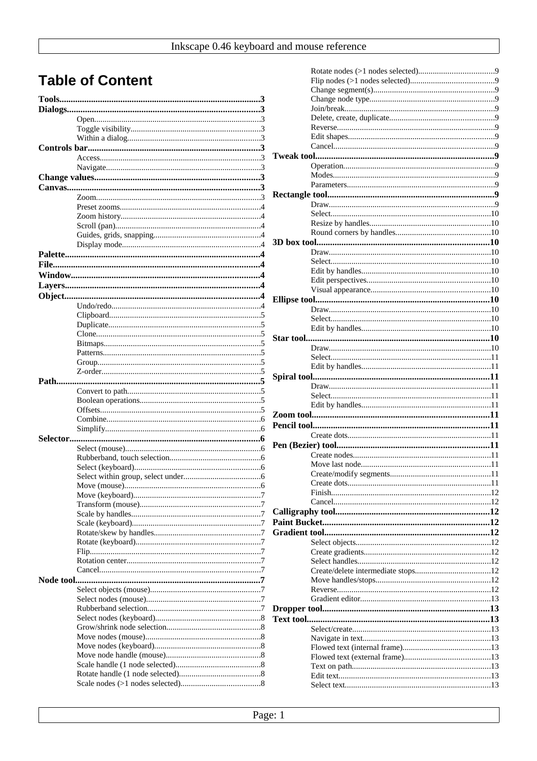# Table of Content

**Tools**........................................................................................3
**Dialogs**....................................................................................3
- Open...............................................................................3
- Toggle visibility.............................................................3
- Within a dialog................................................................3

**Controls bar**...........................................................................3
- Access............................................................................3
- Navigate.........................................................................3

**Change values**........................................................................3
**Canvas**....................................................................................3
- Zoom..............................................................................3
- Preset zooms..................................................................4
- Zoom history..................................................................4
- Scroll (pan).....................................................................4
- Guides, grids, snapping..................................................4
- Display mode.................................................................4

**Palette**.....................................................................................4
**File**..........................................................................................4
**Window**...................................................................................4
**Layers**.....................................................................................4
**Object**.....................................................................................4
- Undo/redo......................................................................4
- Clipboard........................................................................5
- Duplicate........................................................................5
- Clone..............................................................................5
- Bitmaps..........................................................................5
- Patterns..........................................................................5
- Group.............................................................................5
- Z-order...........................................................................5

**Path**.........................................................................................5
- Convert to path...............................................................5
- Boolean operations.........................................................5
- Offsets............................................................................5
- Combine.........................................................................6
- Simplify..........................................................................6

**Selector**...................................................................................6
- Select (mouse)................................................................6
- Rubberband, touch selection...........................................6
- Select (keyboard)............................................................6
- Select within group, select under....................................6
- Move (mouse).................................................................6
- Move (keyboard).............................................................7
- Transform (mouse)..........................................................7
- Scale by handles.............................................................7
- Scale (keyboard).............................................................7
- Rotate/skew by handles..................................................7
- Rotate (keyboard)...........................................................7
- Flip.................................................................................7
- Rotation center...............................................................7
- Cancel............................................................................7

**Node tool**.................................................................................7
- Select objects (mouse)....................................................7
- Select nodes (mouse)......................................................7
- Rubberband selection.....................................................7
- Select nodes (keyboard)..................................................8
- Grow/shrink node selection............................................8
- Move nodes (mouse).......................................................8
- Move nodes (keyboard)...................................................8
- Move node handle (mouse).............................................8
- Scale handle (1 node selected)........................................8
- Rotate handle (1 node selected).......................................8
- Scale nodes (>1 nodes selected)......................................8
- Rotate nodes (>1 nodes selected)....................................9
- Flip nodes (>1 nodes selected)........................................9
- Change segment(s)..........................................................9
- Change node type............................................................9
- Join/break.......................................................................9
- Delete, create, duplicate..................................................9
- Reverse...........................................................................9
- Edit shapes......................................................................9
- Cancel.............................................................................9

**Tweak tool**...............................................................................9
- Operation........................................................................9
- Modes.............................................................................9
- Parameters......................................................................9

**Rectangle tool**..........................................................................9
- Draw...............................................................................9
- Select.............................................................................10
- Resize by handles..........................................................10
- Round corners by handles.............................................10

**3D box tool**............................................................................10
- Draw.............................................................................10
- Select............................................................................10
- Edit by handles.............................................................10
- Edit perspectives...........................................................10
- Visual appearance.........................................................10

**Ellipse tool**.............................................................................10
- Draw.............................................................................10
- Select............................................................................10
- Edit by handles.............................................................10

**Star tool**.................................................................................10
- Draw.............................................................................10
- Select............................................................................11
- Edit by handles.............................................................11

**Spiral tool**..............................................................................11
- Draw.............................................................................11
- Select............................................................................11
- Edit by handles.............................................................11

**Zoom tool**..............................................................................11
**Pencil tool**.............................................................................11
- Create dots....................................................................11

**Pen (Bezier) tool**....................................................................11
- Create nodes.................................................................11
- Move last node..............................................................11
- Create/modify segments................................................11
- Create dots....................................................................11
- Finish............................................................................12
- Cancel...........................................................................12

**Calligraphy tool**.....................................................................12
**Paint Bucket**...........................................................................12
**Gradient tool**.........................................................................12
- Select objects................................................................12
- Create gradients............................................................12
- Select handles...............................................................12
- Create/delete intermediate stops...................................12
- Move handles/stops.......................................................12
- Reverse.........................................................................12
- Gradient editor..............................................................13

**Dropper tool**...........................................................................13
**Text tool**.................................................................................13
- Select/create.................................................................13
- Navigate in text.............................................................13
- Flowed text (internal frame)..........................................13
- Flowed text (external frame).........................................13
- Text on path..................................................................13
- Edit text........................................................................13
- Select text.....................................................................13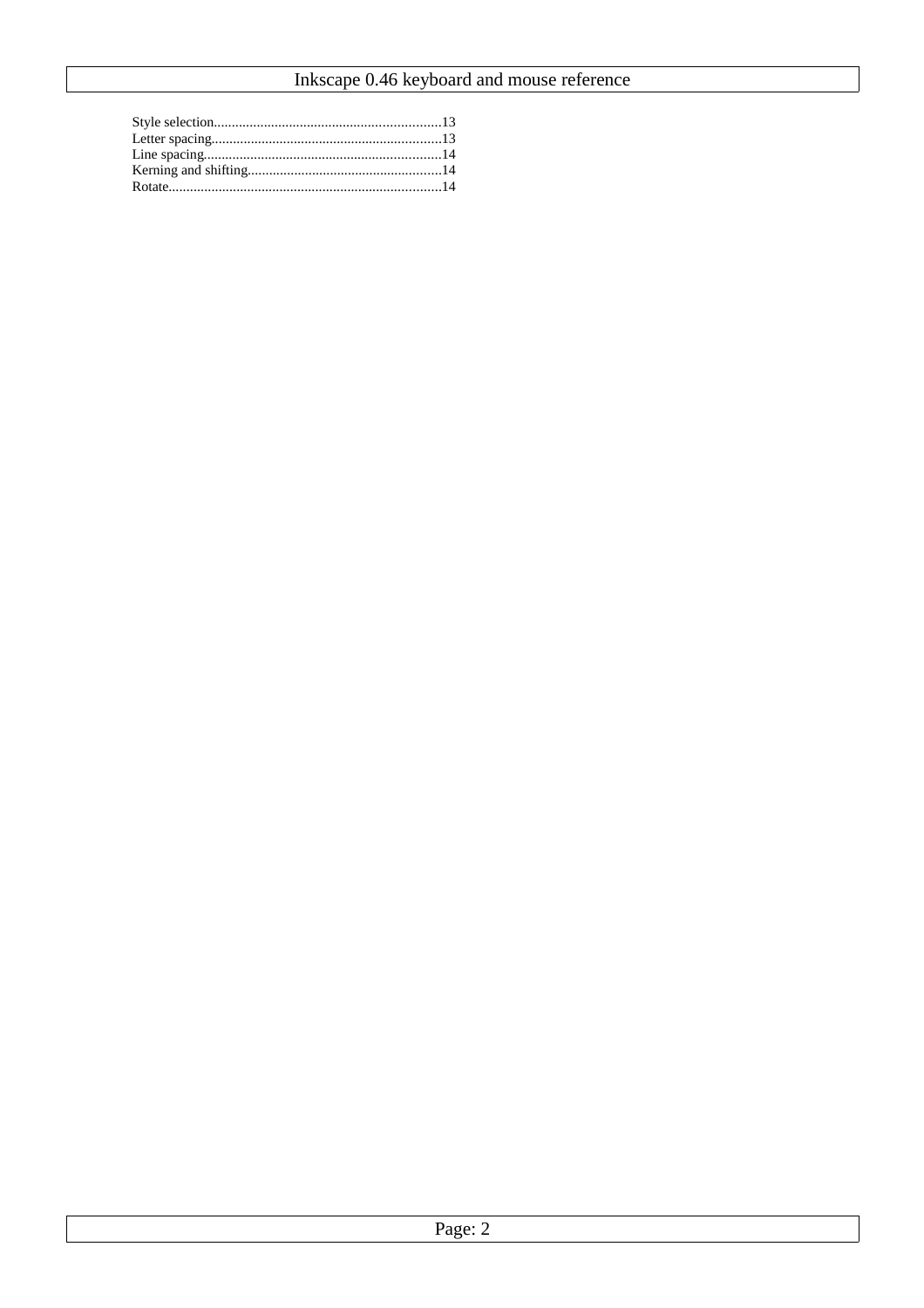Style selection..............................................................13
Letter spacing...............................................................13
Line spacing.................................................................14
Kerning and shifting.....................................................14
Rotate..........................................................................14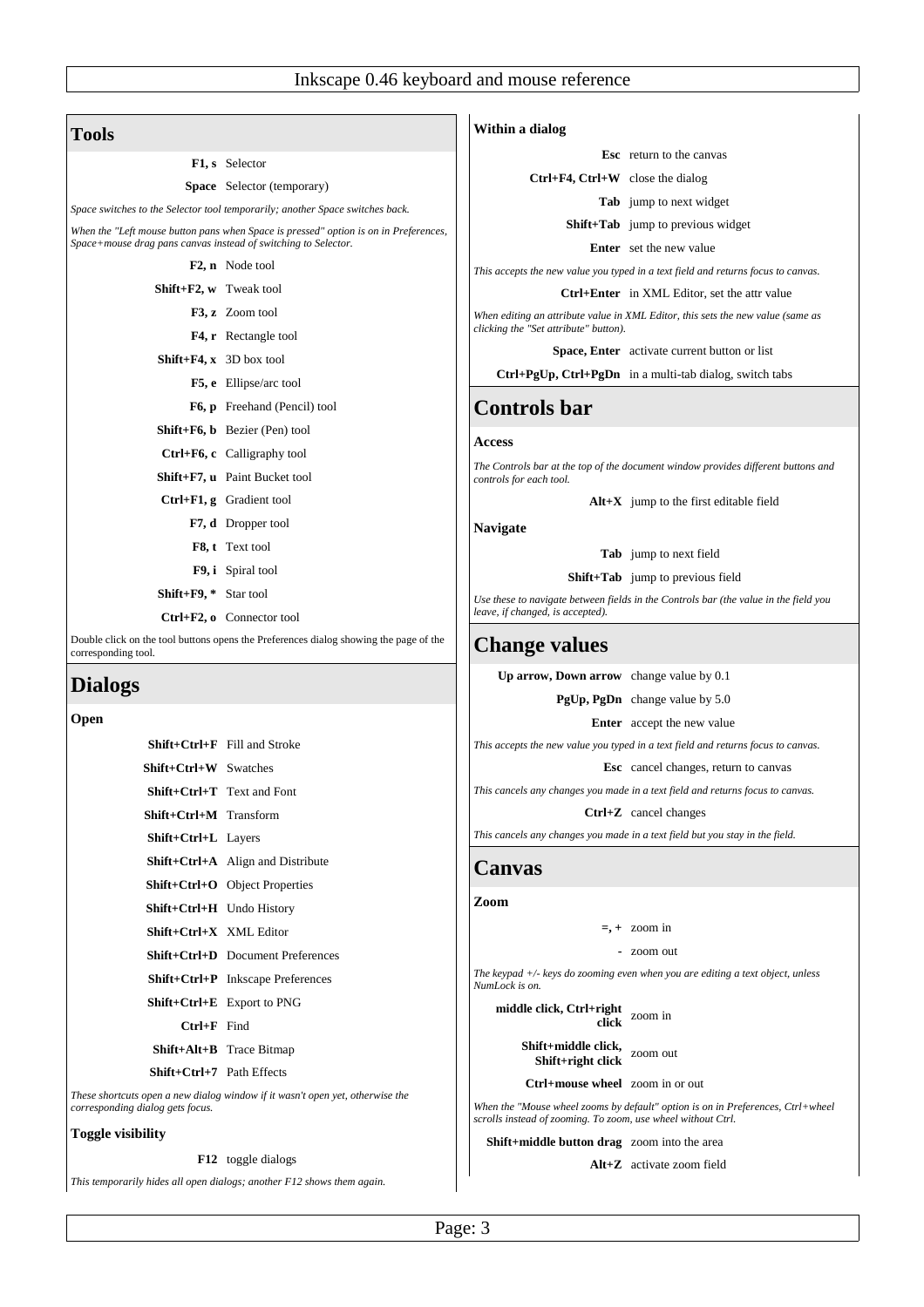## Tools

| | |
|---|---|
| **F1, s** | Selector |
| **Space** | Selector (temporary) |

*Space switches to the Selector tool temporarily; another Space switches back.*

*When the "Left mouse button pans when Space is pressed" option is on in Preferences, Space+mouse drag pans canvas instead of switching to Selector.*

| | |
|---|---|
| **F2, n** | Node tool |
| **Shift+F2, w** | Tweak tool |
| **F3, z** | Zoom tool |
| **F4, r** | Rectangle tool |
| **Shift+F4, x** | 3D box tool |
| **F5, e** | Ellipse/arc tool |
| **F6, p** | Freehand (Pencil) tool |
| **Shift+F6, b** | Bezier (Pen) tool |
| **Ctrl+F6, c** | Calligraphy tool |
| **Shift+F7, u** | Paint Bucket tool |
| **Ctrl+F1, g** | Gradient tool |
| **F7, d** | Dropper tool |
| **F8, t** | Text tool |
| **F9, i** | Spiral tool |
| **Shift+F9, *** | Star tool |
| **Ctrl+F2, o** | Connector tool |

Double click on the tool buttons opens the Preferences dialog showing the page of the corresponding tool.

## Dialogs

### Open

| | |
|---|---|
| **Shift+Ctrl+F** | Fill and Stroke |
| **Shift+Ctrl+W** | Swatches |
| **Shift+Ctrl+T** | Text and Font |
| **Shift+Ctrl+M** | Transform |
| **Shift+Ctrl+L** | Layers |
| **Shift+Ctrl+A** | Align and Distribute |
| **Shift+Ctrl+O** | Object Properties |
| **Shift+Ctrl+H** | Undo History |
| **Shift+Ctrl+X** | XML Editor |
| **Shift+Ctrl+D** | Document Preferences |
| **Shift+Ctrl+P** | Inkscape Preferences |
| **Shift+Ctrl+E** | Export to PNG |
| **Ctrl+F** | Find |
| **Shift+Alt+B** | Trace Bitmap |
| **Shift+Ctrl+7** | Path Effects |

*These shortcuts open a new dialog window if it wasn't open yet, otherwise the corresponding dialog gets focus.*

### Toggle visibility

| | |
|---|---|
| **F12** | toggle dialogs |

*This temporarily hides all open dialogs; another F12 shows them again.*

### Within a dialog

| | |
|---|---|
| **Esc** | return to the canvas |
| **Ctrl+F4, Ctrl+W** | close the dialog |
| **Tab** | jump to next widget |
| **Shift+Tab** | jump to previous widget |
| **Enter** | set the new value |

*This accepts the new value you typed in a text field and returns focus to canvas.*

| | |
|---|---|
| **Ctrl+Enter** | in XML Editor, set the attr value |

*When editing an attribute value in XML Editor, this sets the new value (same as clicking the "Set attribute" button).*

| | |
|---|---|
| **Space, Enter** | activate current button or list |
| **Ctrl+PgUp, Ctrl+PgDn** | in a multi-tab dialog, switch tabs |

## Controls bar

### Access

*The Controls bar at the top of the document window provides different buttons and controls for each tool.*

| | |
|---|---|
| **Alt+X** | jump to the first editable field |

### Navigate

| | |
|---|---|
| **Tab** | jump to next field |
| **Shift+Tab** | jump to previous field |

*Use these to navigate between fields in the Controls bar (the value in the field you leave, if changed, is accepted).*

## Change values

| | |
|---|---|
| **Up arrow, Down arrow** | change value by 0.1 |
| **PgUp, PgDn** | change value by 5.0 |
| **Enter** | accept the new value |

*This accepts the new value you typed in a text field and returns focus to canvas.*

| | |
|---|---|
| **Esc** | cancel changes, return to canvas |

*This cancels any changes you made in a text field and returns focus to canvas.*

| | |
|---|---|
| **Ctrl+Z** | cancel changes |

*This cancels any changes you made in a text field but you stay in the field.*

## Canvas

### Zoom

| | |
|---|---|
| **=, +** | zoom in |
| **-** | zoom out |

*The keypad +/- keys do zooming even when you are editing a text object, unless NumLock is on.*

| | |
|---|---|
| **middle click, Ctrl+right click** | zoom in |
| **Shift+middle click, Shift+right click** | zoom out |
| **Ctrl+mouse wheel** | zoom in or out |

*When the "Mouse wheel zooms by default" option is on in Preferences, Ctrl+wheel scrolls instead of zooming. To zoom, use wheel without Ctrl.*

| | |
|---|---|
| **Shift+middle button drag** | zoom into the area |
| **Alt+Z** | activate zoom field |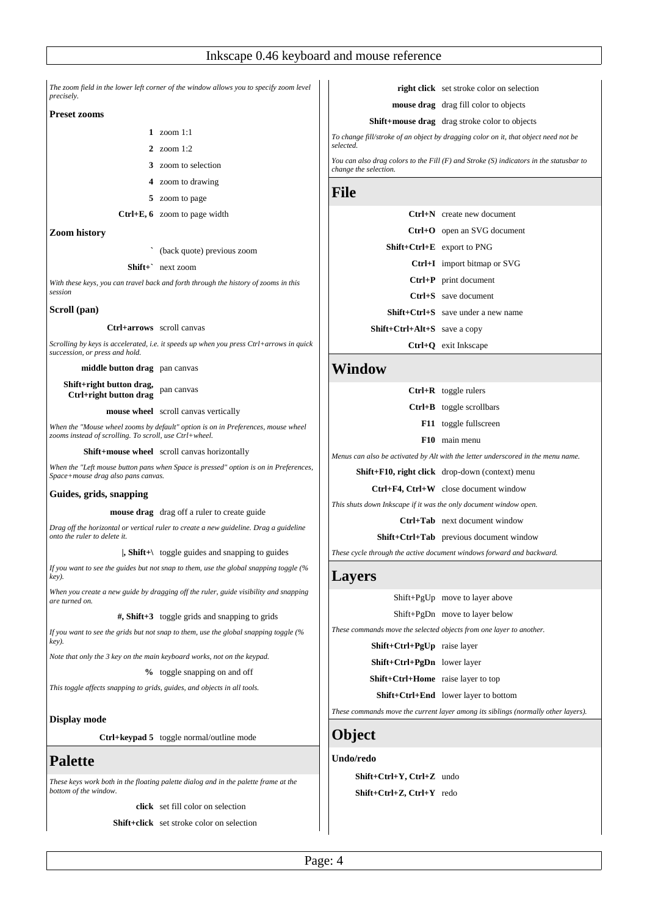*The zoom field in the lower left corner of the window allows you to specify zoom level precisely.*

**Preset zooms**

| | |
|---|---|
| **1** | zoom 1:1 |
| **2** | zoom 1:2 |
| **3** | zoom to selection |
| **4** | zoom to drawing |
| **5** | zoom to page |
| **Ctrl+E, 6** | zoom to page width |

**Zoom history**

| | |
|---|---|
| **`** | (back quote) previous zoom |
| **Shift+`** | next zoom |

*With these keys, you can travel back and forth through the history of zooms in this session*

**Scroll (pan)**

| | |
|---|---|
| **Ctrl+arrows** | scroll canvas |

*Scrolling by keys is accelerated, i.e. it speeds up when you press Ctrl+arrows in quick succession, or press and hold.*

| | |
|---|---|
| **middle button drag** | pan canvas |
| **Shift+right button drag, Ctrl+right button drag** | pan canvas |
| **mouse wheel** | scroll canvas vertically |

*When the "Mouse wheel zooms by default" option is on in Preferences, mouse wheel zooms instead of scrolling. To scroll, use Ctrl+wheel.*

| | |
|---|---|
| **Shift+mouse wheel** | scroll canvas horizontally |

*When the "Left mouse button pans when Space is pressed" option is on in Preferences, Space+mouse drag also pans canvas.*

**Guides, grids, snapping**

| | |
|---|---|
| **mouse drag** | drag off a ruler to create guide |

*Drag off the horizontal or vertical ruler to create a new guideline. Drag a guideline onto the ruler to delete it.*

| | |
|---|---|
| **\|, Shift+\\** | toggle guides and snapping to guides |

*If you want to see the guides but not snap to them, use the global snapping toggle (% key).*

*When you create a new guide by dragging off the ruler, guide visibility and snapping are turned on.*

| | |
|---|---|
| **#, Shift+3** | toggle grids and snapping to grids |

*If you want to see the grids but not snap to them, use the global snapping toggle (% key).*

*Note that only the 3 key on the main keyboard works, not on the keypad.*

| | |
|---|---|
| **%** | toggle snapping on and off |

*This toggle affects snapping to grids, guides, and objects in all tools.*

**Display mode**

| | |
|---|---|
| **Ctrl+keypad 5** | toggle normal/outline mode |

# Palette

*These keys work both in the floating palette dialog and in the palette frame at the bottom of the window.*

| | |
|---|---|
| **click** | set fill color on selection |
| **Shift+click** | set stroke color on selection |
| **right click** | set stroke color on selection |
| **mouse drag** | drag fill color to objects |
| **Shift+mouse drag** | drag stroke color to objects |

*To change fill/stroke of an object by dragging color on it, that object need not be selected.*

*You can also drag colors to the Fill (F) and Stroke (S) indicators in the statusbar to change the selection.*

# File

| | |
|---|---|
| **Ctrl+N** | create new document |
| **Ctrl+O** | open an SVG document |
| **Shift+Ctrl+E** | export to PNG |
| **Ctrl+I** | import bitmap or SVG |
| **Ctrl+P** | print document |
| **Ctrl+S** | save document |
| **Shift+Ctrl+S** | save under a new name |
| **Shift+Ctrl+Alt+S** | save a copy |
| **Ctrl+Q** | exit Inkscape |

# Window

| | |
|---|---|
| **Ctrl+R** | toggle rulers |
| **Ctrl+B** | toggle scrollbars |
| **F11** | toggle fullscreen |
| **F10** | main menu |

*Menus can also be activated by Alt with the letter underscored in the menu name.*

| | |
|---|---|
| **Shift+F10, right click** | drop-down (context) menu |
| **Ctrl+F4, Ctrl+W** | close document window |

*This shuts down Inkscape if it was the only document window open.*

| | |
|---|---|
| **Ctrl+Tab** | next document window |
| **Shift+Ctrl+Tab** | previous document window |

*These cycle through the active document windows forward and backward.*

# Layers

| | |
|---|---|
| Shift+PgUp | move to layer above |
| Shift+PgDn | move to layer below |

*These commands move the selected objects from one layer to another.*

| | |
|---|---|
| **Shift+Ctrl+PgUp** | raise layer |
| **Shift+Ctrl+PgDn** | lower layer |
| **Shift+Ctrl+Home** | raise layer to top |
| **Shift+Ctrl+End** | lower layer to bottom |

*These commands move the current layer among its siblings (normally other layers).*

# Object

**Undo/redo**

| | |
|---|---|
| **Shift+Ctrl+Y, Ctrl+Z** | undo |
| **Shift+Ctrl+Z, Ctrl+Y** | redo |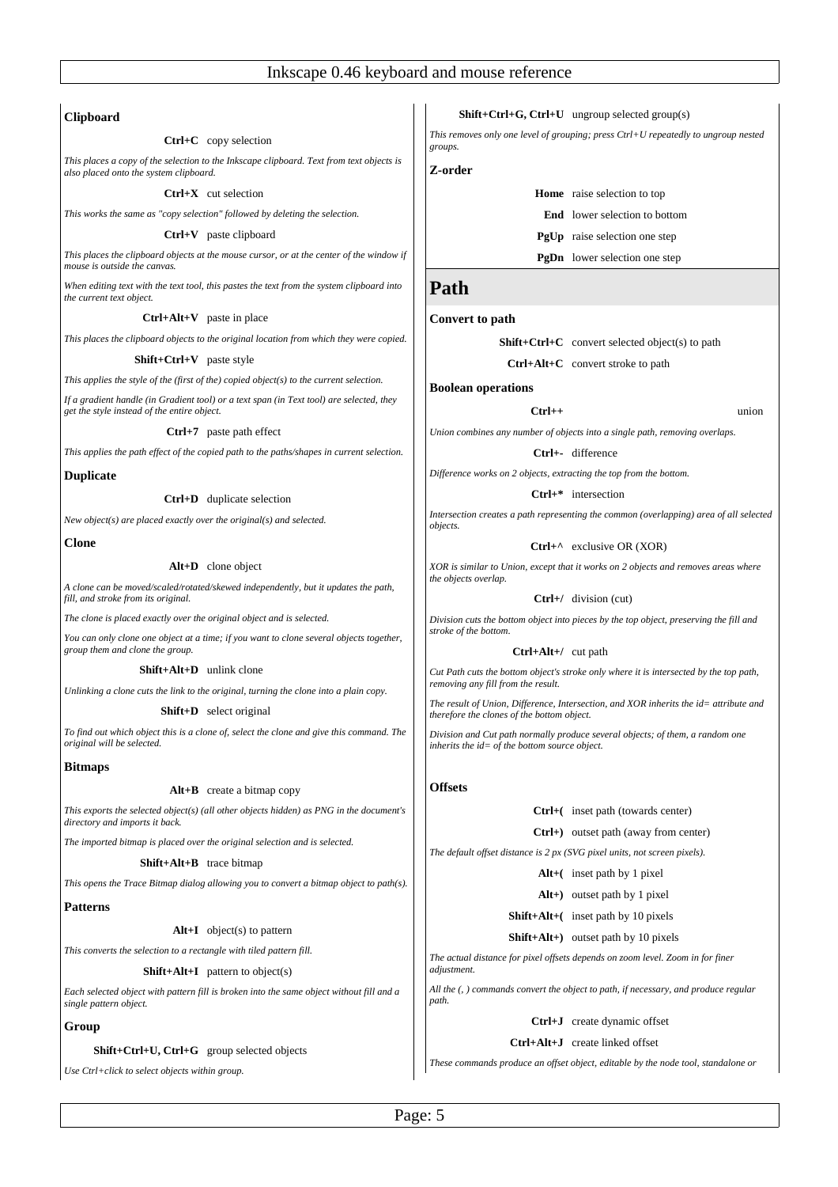### Clipboard

**Ctrl+C** copy selection

*This places a copy of the selection to the Inkscape clipboard. Text from text objects is also placed onto the system clipboard.*

**Ctrl+X** cut selection

*This works the same as "copy selection" followed by deleting the selection.*

**Ctrl+V** paste clipboard

*This places the clipboard objects at the mouse cursor, or at the center of the window if mouse is outside the canvas.*

*When editing text with the text tool, this pastes the text from the system clipboard into the current text object.*

**Ctrl+Alt+V** paste in place

*This places the clipboard objects to the original location from which they were copied.*

**Shift+Ctrl+V** paste style

*This applies the style of the (first of the) copied object(s) to the current selection.*

*If a gradient handle (in Gradient tool) or a text span (in Text tool) are selected, they get the style instead of the entire object.*

**Ctrl+7** paste path effect

*This applies the path effect of the copied path to the paths/shapes in current selection.*

### Duplicate

**Ctrl+D** duplicate selection

*New object(s) are placed exactly over the original(s) and selected.*

### Clone

**Alt+D** clone object

*A clone can be moved/scaled/rotated/skewed independently, but it updates the path, fill, and stroke from its original.*

*The clone is placed exactly over the original object and is selected.*

*You can only clone one object at a time; if you want to clone several objects together, group them and clone the group.*

**Shift+Alt+D** unlink clone

*Unlinking a clone cuts the link to the original, turning the clone into a plain copy.*

**Shift+D** select original

*To find out which object this is a clone of, select the clone and give this command. The original will be selected.*

### Bitmaps

**Alt+B** create a bitmap copy

*This exports the selected object(s) (all other objects hidden) as PNG in the document's directory and imports it back.*

*The imported bitmap is placed over the original selection and is selected.*

**Shift+Alt+B** trace bitmap

*This opens the Trace Bitmap dialog allowing you to convert a bitmap object to path(s).*

### Patterns

**Alt+I** object(s) to pattern

*This converts the selection to a rectangle with tiled pattern fill.*

**Shift+Alt+I** pattern to object(s)

*Each selected object with pattern fill is broken into the same object without fill and a single pattern object.*

### Group

**Shift+Ctrl+U, Ctrl+G** group selected objects

*Use Ctrl+click to select objects within group.*

**Shift+Ctrl+G, Ctrl+U** ungroup selected group(s)

*This removes only one level of grouping; press Ctrl+U repeatedly to ungroup nested groups.*

### Z-order

**Home** raise selection to top

**End** lower selection to bottom

**PgUp** raise selection one step

**PgDn** lower selection one step

## Path

### Convert to path

**Shift+Ctrl+C** convert selected object(s) to path

**Ctrl+Alt+C** convert stroke to path

### Boolean operations

**Ctrl++** union

*Union combines any number of objects into a single path, removing overlaps.*

**Ctrl+-** difference

*Difference works on 2 objects, extracting the top from the bottom.*

**Ctrl+*** intersection

*Intersection creates a path representing the common (overlapping) area of all selected objects.*

**Ctrl+^** exclusive OR (XOR)

*XOR is similar to Union, except that it works on 2 objects and removes areas where the objects overlap.*

**Ctrl+/** division (cut)

*Division cuts the bottom object into pieces by the top object, preserving the fill and stroke of the bottom.*

**Ctrl+Alt+/** cut path

*Cut Path cuts the bottom object's stroke only where it is intersected by the top path, removing any fill from the result.*

*The result of Union, Difference, Intersection, and XOR inherits the id= attribute and therefore the clones of the bottom object.*

*Division and Cut path normally produce several objects; of them, a random one inherits the id= of the bottom source object.*

### Offsets

**Ctrl+(** inset path (towards center)

**Ctrl+)** outset path (away from center)

*The default offset distance is 2 px (SVG pixel units, not screen pixels).*

**Alt+(** inset path by 1 pixel

**Alt+)** outset path by 1 pixel

**Shift+Alt+(** inset path by 10 pixels

**Shift+Alt+)** outset path by 10 pixels

*The actual distance for pixel offsets depends on zoom level. Zoom in for finer adjustment.*

*All the (, ) commands convert the object to path, if necessary, and produce regular path.*

**Ctrl+J** create dynamic offset

**Ctrl+Alt+J** create linked offset

*These commands produce an offset object, editable by the node tool, standalone or*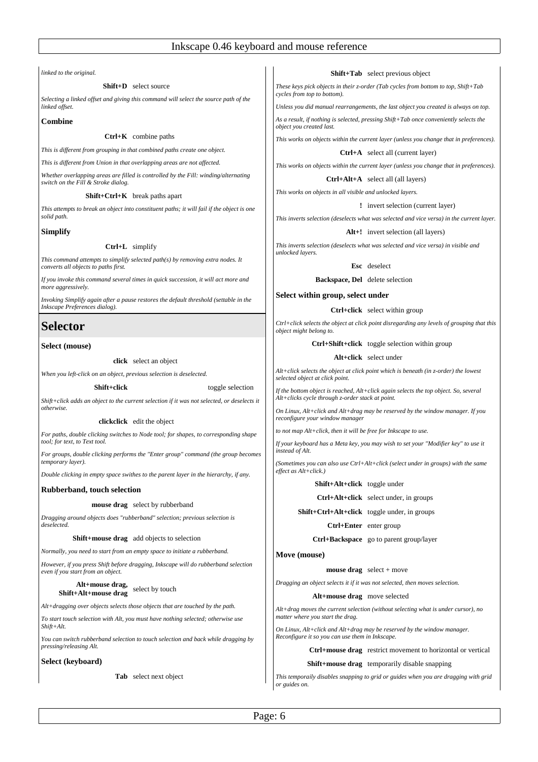*linked to the original.*

**Shift+D** select source

*Selecting a linked offset and giving this command will select the source path of the linked offset.*

### Combine

**Ctrl+K** combine paths

*This is different from grouping in that combined paths create one object.*

*This is different from Union in that overlapping areas are not affected.*

*Whether overlapping areas are filled is controlled by the Fill: winding/alternating switch on the Fill & Stroke dialog.*

**Shift+Ctrl+K** break paths apart

*This attempts to break an object into constituent paths; it will fail if the object is one solid path.*

### Simplify

**Ctrl+L** simplify

*This command attempts to simplify selected path(s) by removing extra nodes. It converts all objects to paths first.*

*If you invoke this command several times in quick succession, it will act more and more aggressively.*

*Invoking Simplify again after a pause restores the default threshold (settable in the Inkscape Preferences dialog).*

## Selector

### Select (mouse)

**click** select an object

*When you left-click on an object, previous selection is deselected.*

**Shift+click** toggle selection

*Shift+click adds an object to the current selection if it was not selected, or deselects it otherwise.*

**clickclick** edit the object

*For paths, double clicking switches to Node tool; for shapes, to corresponding shape tool; for text, to Text tool.*

*For groups, double clicking performs the "Enter group" command (the group becomes temporary layer).*

*Double clicking in empty space swithes to the parent layer in the hierarchy, if any.*

### Rubberband, touch selection

**mouse drag** select by rubberband

*Dragging around objects does "rubberband" selection; previous selection is deselected.*

**Shift+mouse drag** add objects to selection

*Normally, you need to start from an empty space to initiate a rubberband.*

*However, if you press Shift before dragging, Inkscape will do rubberband selection even if you start from an object.*

**Alt+mouse drag, Shift+Alt+mouse drag** select by touch

*Alt+dragging over objects selects those objects that are touched by the path.*

*To start touch selection with Alt, you must have nothing selected; otherwise use Shift+Alt.*

*You can switch rubberband selection to touch selection and back while dragging by pressing/releasing Alt.*

### Select (keyboard)

**Tab** select next object

**Shift+Tab** select previous object

*These keys pick objects in their z-order (Tab cycles from bottom to top, Shift+Tab cycles from top to bottom).*

*Unless you did manual rearrangements, the last object you created is always on top.*

*As a result, if nothing is selected, pressing Shift+Tab once conveniently selects the object you created last.*

*This works on objects within the current layer (unless you change that in preferences).*

**Ctrl+A** select all (current layer)

*This works on objects within the current layer (unless you change that in preferences).*

**Ctrl+Alt+A** select all (all layers)

*This works on objects in all visible and unlocked layers.*

**!** invert selection (current layer)

*This inverts selection (deselects what was selected and vice versa) in the current layer.*

**Alt+!** invert selection (all layers)

*This inverts selection (deselects what was selected and vice versa) in visible and unlocked layers.*

**Esc** deselect

**Backspace, Del** delete selection

### Select within group, select under

**Ctrl+click** select within group

*Ctrl+click selects the object at click point disregarding any levels of grouping that this object might belong to.*

**Ctrl+Shift+click** toggle selection within group

**Alt+click** select under

*Alt+click selects the object at click point which is beneath (in z-order) the lowest selected object at click point.*

*If the bottom object is reached, Alt+click again selects the top object. So, several Alt+clicks cycle through z-order stack at point.*

*On Linux, Alt+click and Alt+drag may be reserved by the window manager. If you reconfigure your window manager*

*to not map Alt+click, then it will be free for Inkscape to use.*

*If your keyboard has a Meta key, you may wish to set your "Modifier key" to use it instead of Alt.*

*(Sometimes you can also use Ctrl+Alt+click (select under in groups) with the same effect as Alt+click.)*

**Shift+Alt+click** toggle under

**Ctrl+Alt+click** select under, in groups

**Shift+Ctrl+Alt+click** toggle under, in groups

**Ctrl+Enter** enter group

**Ctrl+Backspace** go to parent group/layer

### Move (mouse)

**mouse drag** select + move

*Dragging an object selects it if it was not selected, then moves selection.*

**Alt+mouse drag** move selected

*Alt+drag moves the current selection (without selecting what is under cursor), no matter where you start the drag.*

*On Linux, Alt+click and Alt+drag may be reserved by the window manager. Reconfigure it so you can use them in Inkscape.*

**Ctrl+mouse drag** restrict movement to horizontal or vertical

**Shift+mouse drag** temporarily disable snapping

*This temporaily disables snapping to grid or guides when you are dragging with grid or guides on.*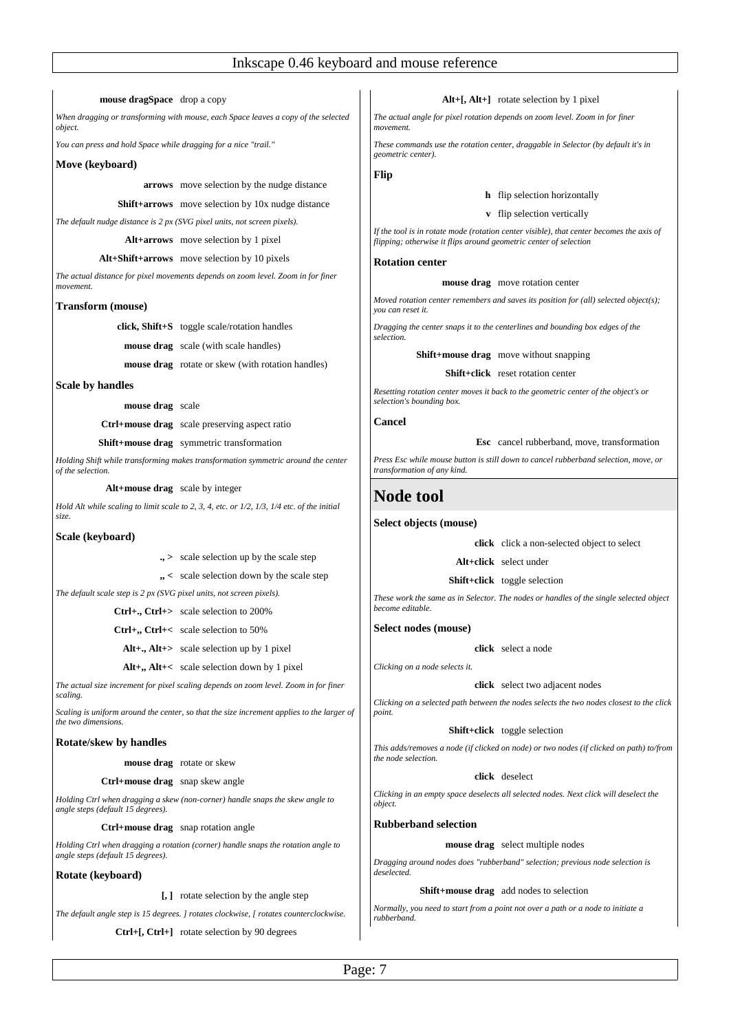**mouse dragSpace** drop a copy

*When dragging or transforming with mouse, each Space leaves a copy of the selected object.*

*You can press and hold Space while dragging for a nice "trail."*

### Move (keyboard)

**arrows** move selection by the nudge distance

**Shift+arrows** move selection by 10x nudge distance

*The default nudge distance is 2 px (SVG pixel units, not screen pixels).*

**Alt+arrows** move selection by 1 pixel

**Alt+Shift+arrows** move selection by 10 pixels

*The actual distance for pixel movements depends on zoom level. Zoom in for finer movement.*

### Transform (mouse)

**click, Shift+S** toggle scale/rotation handles

**mouse drag** scale (with scale handles)

**mouse drag** rotate or skew (with rotation handles)

### Scale by handles

**mouse drag** scale

**Ctrl+mouse drag** scale preserving aspect ratio

**Shift+mouse drag** symmetric transformation

*Holding Shift while transforming makes transformation symmetric around the center of the selection.*

**Alt+mouse drag** scale by integer

*Hold Alt while scaling to limit scale to 2, 3, 4, etc. or 1/2, 1/3, 1/4 etc. of the initial size.*

### Scale (keyboard)

**., >** scale selection up by the scale step

**,, <** scale selection down by the scale step

*The default scale step is 2 px (SVG pixel units, not screen pixels).*

**Ctrl+., Ctrl+>** scale selection to 200%

**Ctrl+,, Ctrl+<** scale selection to 50%

**Alt+., Alt+>** scale selection up by 1 pixel

**Alt+,, Alt+<** scale selection down by 1 pixel

*The actual size increment for pixel scaling depends on zoom level. Zoom in for finer scaling.*

*Scaling is uniform around the center, so that the size increment applies to the larger of the two dimensions.*

### Rotate/skew by handles

**mouse drag** rotate or skew

**Ctrl+mouse drag** snap skew angle

*Holding Ctrl when dragging a skew (non-corner) handle snaps the skew angle to angle steps (default 15 degrees).*

**Ctrl+mouse drag** snap rotation angle

*Holding Ctrl when dragging a rotation (corner) handle snaps the rotation angle to angle steps (default 15 degrees).*

### Rotate (keyboard)

**[, ]** rotate selection by the angle step

*The default angle step is 15 degrees. ] rotates clockwise, [ rotates counterclockwise.*

**Ctrl+[, Ctrl+]** rotate selection by 90 degrees

**Alt+[, Alt+]** rotate selection by 1 pixel

*The actual angle for pixel rotation depends on zoom level. Zoom in for finer movement.*

*These commands use the rotation center, draggable in Selector (by default it's in geometric center).*

### Flip

**h** flip selection horizontally

**v** flip selection vertically

*If the tool is in rotate mode (rotation center visible), that center becomes the axis of flipping; otherwise it flips around geometric center of selection*

### Rotation center

**mouse drag** move rotation center

*Moved rotation center remembers and saves its position for (all) selected object(s); you can reset it.*

*Dragging the center snaps it to the centerlines and bounding box edges of the selection.*

**Shift+mouse drag** move without snapping

**Shift+click** reset rotation center

*Resetting rotation center moves it back to the geometric center of the object's or selection's bounding box.*

### Cancel

**Esc** cancel rubberband, move, transformation

*Press Esc while mouse button is still down to cancel rubberband selection, move, or transformation of any kind.*

## Node tool

### Select objects (mouse)

**click** click a non-selected object to select

**Alt+click** select under

**Shift+click** toggle selection

*These work the same as in Selector. The nodes or handles of the single selected object become editable.*

### Select nodes (mouse)

**click** select a node

*Clicking on a node selects it.*

**click** select two adjacent nodes

*Clicking on a selected path between the nodes selects the two nodes closest to the click point.*

**Shift+click** toggle selection

*This adds/removes a node (if clicked on node) or two nodes (if clicked on path) to/from the node selection.*

**click** deselect

*Clicking in an empty space deselects all selected nodes. Next click will deselect the object.*

### Rubberband selection

**mouse drag** select multiple nodes

*Dragging around nodes does "rubberband" selection; previous node selection is deselected.*

**Shift+mouse drag** add nodes to selection

*Normally, you need to start from a point not over a path or a node to initiate a rubberband.*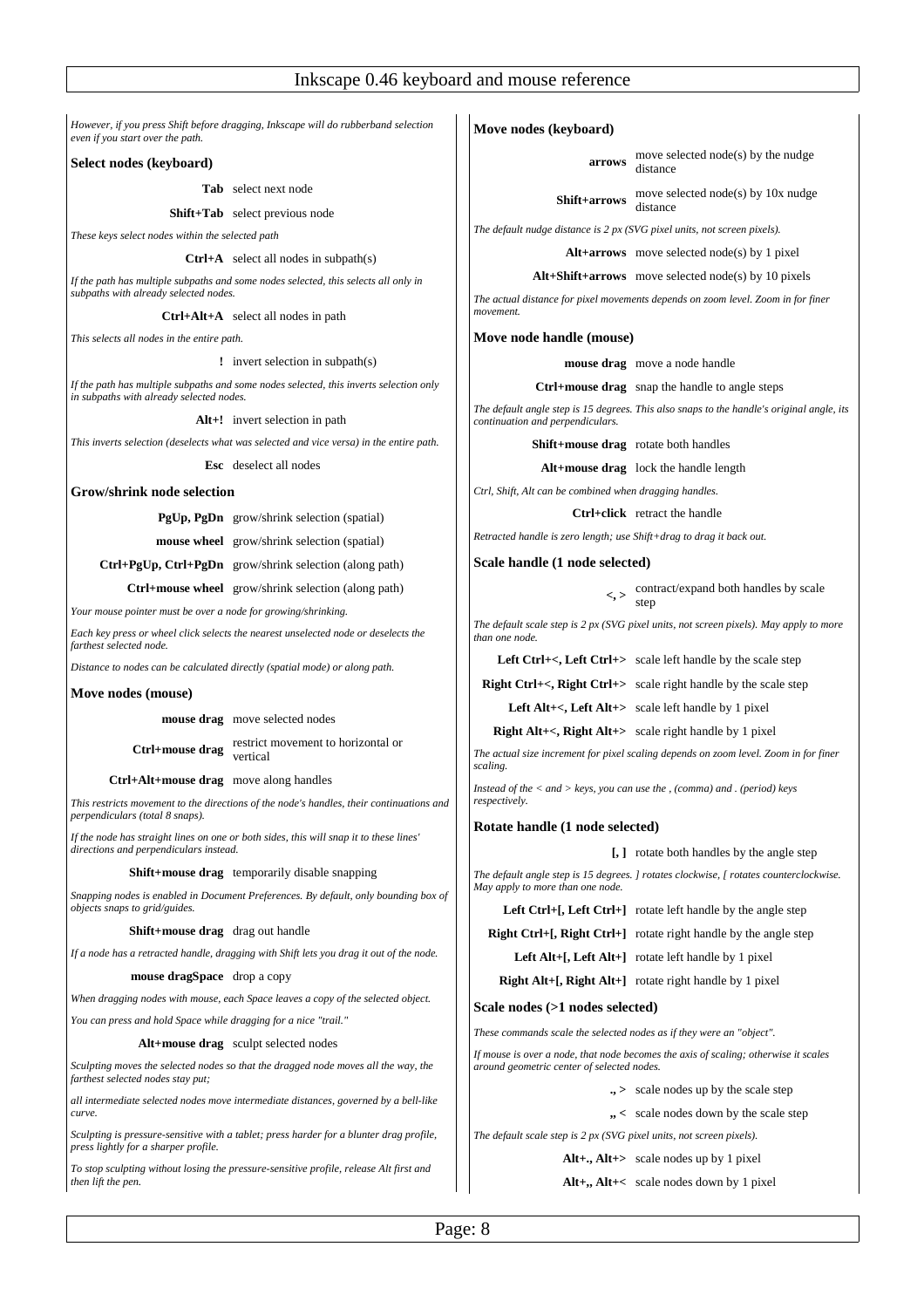*However, if you press Shift before dragging, Inkscape will do rubberband selection even if you start over the path.*

### Select nodes (keyboard)

| | |
|---|---|
| **Tab** | select next node |
| **Shift+Tab** | select previous node |

*These keys select nodes within the selected path*

| | |
|---|---|
| **Ctrl+A** | select all nodes in subpath(s) |

*If the path has multiple subpaths and some nodes selected, this selects all only in subpaths with already selected nodes.*

| | |
|---|---|
| **Ctrl+Alt+A** | select all nodes in path |

*This selects all nodes in the entire path.*

| | |
|---|---|
| **!** | invert selection in subpath(s) |

*If the path has multiple subpaths and some nodes selected, this inverts selection only in subpaths with already selected nodes.*

| | |
|---|---|
| **Alt+!** | invert selection in path |

*This inverts selection (deselects what was selected and vice versa) in the entire path.*

| | |
|---|---|
| **Esc** | deselect all nodes |

### Grow/shrink node selection

| | |
|---|---|
| **PgUp, PgDn** | grow/shrink selection (spatial) |
| **mouse wheel** | grow/shrink selection (spatial) |
| **Ctrl+PgUp, Ctrl+PgDn** | grow/shrink selection (along path) |
| **Ctrl+mouse wheel** | grow/shrink selection (along path) |

*Your mouse pointer must be over a node for growing/shrinking.*

*Each key press or wheel click selects the nearest unselected node or deselects the farthest selected node.*

*Distance to nodes can be calculated directly (spatial mode) or along path.*

### Move nodes (mouse)

| | |
|---|---|
| **mouse drag** | move selected nodes |
| **Ctrl+mouse drag** | restrict movement to horizontal or vertical |
| **Ctrl+Alt+mouse drag** | move along handles |

*This restricts movement to the directions of the node's handles, their continuations and perpendiculars (total 8 snaps).*

*If the node has straight lines on one or both sides, this will snap it to these lines' directions and perpendiculars instead.*

| | |
|---|---|
| **Shift+mouse drag** | temporarily disable snapping |

*Snapping nodes is enabled in Document Preferences. By default, only bounding box of objects snaps to grid/guides.*

| | |
|---|---|
| **Shift+mouse drag** | drag out handle |

*If a node has a retracted handle, dragging with Shift lets you drag it out of the node.*

| | |
|---|---|
| **mouse dragSpace** | drop a copy |

*When dragging nodes with mouse, each Space leaves a copy of the selected object.*

*You can press and hold Space while dragging for a nice "trail."*

| | |
|---|---|
| **Alt+mouse drag** | sculpt selected nodes |

*Sculpting moves the selected nodes so that the dragged node moves all the way, the farthest selected nodes stay put;*

*all intermediate selected nodes move intermediate distances, governed by a bell-like curve.*

*Sculpting is pressure-sensitive with a tablet; press harder for a blunter drag profile, press lightly for a sharper profile.*

*To stop sculpting without losing the pressure-sensitive profile, release Alt first and then lift the pen.*

### Move nodes (keyboard)

| | |
|---|---|
| **arrows** | move selected node(s) by the nudge distance |
| **Shift+arrows** | move selected node(s) by 10x nudge distance |

*The default nudge distance is 2 px (SVG pixel units, not screen pixels).*

| | |
|---|---|
| **Alt+arrows** | move selected node(s) by 1 pixel |
| **Alt+Shift+arrows** | move selected node(s) by 10 pixels |

*The actual distance for pixel movements depends on zoom level. Zoom in for finer movement.*

### Move node handle (mouse)

| | |
|---|---|
| **mouse drag** | move a node handle |
| **Ctrl+mouse drag** | snap the handle to angle steps |

*The default angle step is 15 degrees. This also snaps to the handle's original angle, its continuation and perpendiculars.*

| | |
|---|---|
| **Shift+mouse drag** | rotate both handles |
| **Alt+mouse drag** | lock the handle length |

*Ctrl, Shift, Alt can be combined when dragging handles.*

| | |
|---|---|
| **Ctrl+click** | retract the handle |

*Retracted handle is zero length; use Shift+drag to drag it back out.*

### Scale handle (1 node selected)

| | |
|---|---|
| **<, >** | contract/expand both handles by scale step |

*The default scale step is 2 px (SVG pixel units, not screen pixels). May apply to more than one node.*

| | |
|---|---|
| **Left Ctrl+<, Left Ctrl+>** | scale left handle by the scale step |
| **Right Ctrl+<, Right Ctrl+>** | scale right handle by the scale step |
| **Left Alt+<, Left Alt+>** | scale left handle by 1 pixel |
| **Right Alt+<, Right Alt+>** | scale right handle by 1 pixel |

*The actual size increment for pixel scaling depends on zoom level. Zoom in for finer scaling.*

*Instead of the < and > keys, you can use the , (comma) and . (period) keys respectively.*

### Rotate handle (1 node selected)

| | |
|---|---|
| **[, ]** | rotate both handles by the angle step |

*The default angle step is 15 degrees. ] rotates clockwise, [ rotates counterclockwise. May apply to more than one node.*

| | |
|---|---|
| **Left Ctrl+[, Left Ctrl+]** | rotate left handle by the angle step |
| **Right Ctrl+[, Right Ctrl+]** | rotate right handle by the angle step |
| **Left Alt+[, Left Alt+]** | rotate left handle by 1 pixel |
| **Right Alt+[, Right Alt+]** | rotate right handle by 1 pixel |

### Scale nodes (>1 nodes selected)

*These commands scale the selected nodes as if they were an "object".*

*If mouse is over a node, that node becomes the axis of scaling; otherwise it scales around geometric center of selected nodes.*

| | |
|---|---|
| **., >** | scale nodes up by the scale step |
| **,, <** | scale nodes down by the scale step |

*The default scale step is 2 px (SVG pixel units, not screen pixels).*

| | |
|---|---|
| **Alt+., Alt+>** | scale nodes up by 1 pixel |
| **Alt+,, Alt+<** | scale nodes down by 1 pixel |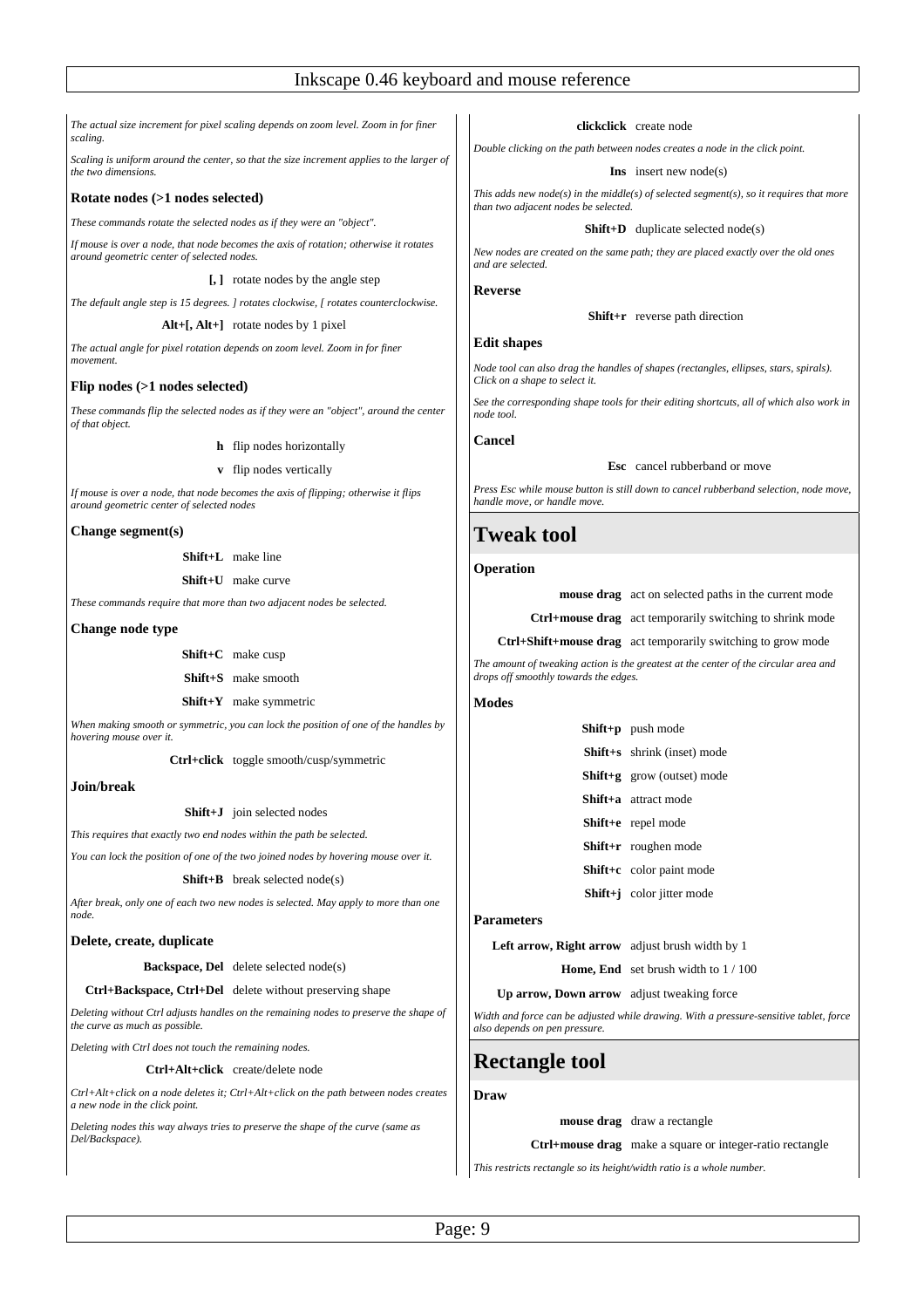*The actual size increment for pixel scaling depends on zoom level. Zoom in for finer scaling.*

*Scaling is uniform around the center, so that the size increment applies to the larger of the two dimensions.*

### Rotate nodes (>1 nodes selected)

*These commands rotate the selected nodes as if they were an "object".*

*If mouse is over a node, that node becomes the axis of rotation; otherwise it rotates around geometric center of selected nodes.*

| | |
|---|---|
| **[, ]** | rotate nodes by the angle step |

*The default angle step is 15 degrees. ] rotates clockwise, [ rotates counterclockwise.*

| | |
|---|---|
| **Alt+[, Alt+]** | rotate nodes by 1 pixel |

*The actual angle for pixel rotation depends on zoom level. Zoom in for finer movement.*

### Flip nodes (>1 nodes selected)

*These commands flip the selected nodes as if they were an "object", around the center of that object.*

| | |
|---|---|
| **h** | flip nodes horizontally |
| **v** | flip nodes vertically |

*If mouse is over a node, that node becomes the axis of flipping; otherwise it flips around geometric center of selected nodes*

### Change segment(s)

| | |
|---|---|
| **Shift+L** | make line |
| **Shift+U** | make curve |

*These commands require that more than two adjacent nodes be selected.*

### Change node type

| | |
|---|---|
| **Shift+C** | make cusp |
| **Shift+S** | make smooth |
| **Shift+Y** | make symmetric |

*When making smooth or symmetric, you can lock the position of one of the handles by hovering mouse over it.*

| | |
|---|---|
| **Ctrl+click** | toggle smooth/cusp/symmetric |

### Join/break

| | |
|---|---|
| **Shift+J** | join selected nodes |

*This requires that exactly two end nodes within the path be selected.*

*You can lock the position of one of the two joined nodes by hovering mouse over it.*

| | |
|---|---|
| **Shift+B** | break selected node(s) |

*After break, only one of each two new nodes is selected. May apply to more than one node.*

### Delete, create, duplicate

| | |
|---|---|
| **Backspace, Del** | delete selected node(s) |
| **Ctrl+Backspace, Ctrl+Del** | delete without preserving shape |

*Deleting without Ctrl adjusts handles on the remaining nodes to preserve the shape of the curve as much as possible.*

*Deleting with Ctrl does not touch the remaining nodes.*

| | |
|---|---|
| **Ctrl+Alt+click** | create/delete node |

*Ctrl+Alt+click on a node deletes it; Ctrl+Alt+click on the path between nodes creates a new node in the click point.*

*Deleting nodes this way always tries to preserve the shape of the curve (same as Del/Backspace).*

| | |
|---|---|
| **clickclick** | create node |

*Double clicking on the path between nodes creates a node in the click point.*

| | |
|---|---|
| **Ins** | insert new node(s) |

*This adds new node(s) in the middle(s) of selected segment(s), so it requires that more than two adjacent nodes be selected.*

| | |
|---|---|
| **Shift+D** | duplicate selected node(s) |

*New nodes are created on the same path; they are placed exactly over the old ones and are selected.*

### Reverse

| | |
|---|---|
| **Shift+r** | reverse path direction |

### Edit shapes

*Node tool can also drag the handles of shapes (rectangles, ellipses, stars, spirals). Click on a shape to select it.*

*See the corresponding shape tools for their editing shortcuts, all of which also work in node tool.*

### Cancel

| | |
|---|---|
| **Esc** | cancel rubberband or move |

*Press Esc while mouse button is still down to cancel rubberband selection, node move, handle move, or handle move.*

## Tweak tool

### Operation

| | |
|---|---|
| **mouse drag** | act on selected paths in the current mode |
| **Ctrl+mouse drag** | act temporarily switching to shrink mode |
| **Ctrl+Shift+mouse drag** | act temporarily switching to grow mode |

*The amount of tweaking action is the greatest at the center of the circular area and drops off smoothly towards the edges.*

### Modes

| | |
|---|---|
| **Shift+p** | push mode |
| **Shift+s** | shrink (inset) mode |
| **Shift+g** | grow (outset) mode |
| **Shift+a** | attract mode |
| **Shift+e** | repel mode |
| **Shift+r** | roughen mode |
| **Shift+c** | color paint mode |
| **Shift+j** | color jitter mode |

### Parameters

| | |
|---|---|
| **Left arrow, Right arrow** | adjust brush width by 1 |
| **Home, End** | set brush width to 1 / 100 |
| **Up arrow, Down arrow** | adjust tweaking force |

*Width and force can be adjusted while drawing. With a pressure-sensitive tablet, force also depends on pen pressure.*

## Rectangle tool

### Draw

| | |
|---|---|
| **mouse drag** | draw a rectangle |
| **Ctrl+mouse drag** | make a square or integer-ratio rectangle |

*This restricts rectangle so its height/width ratio is a whole number.*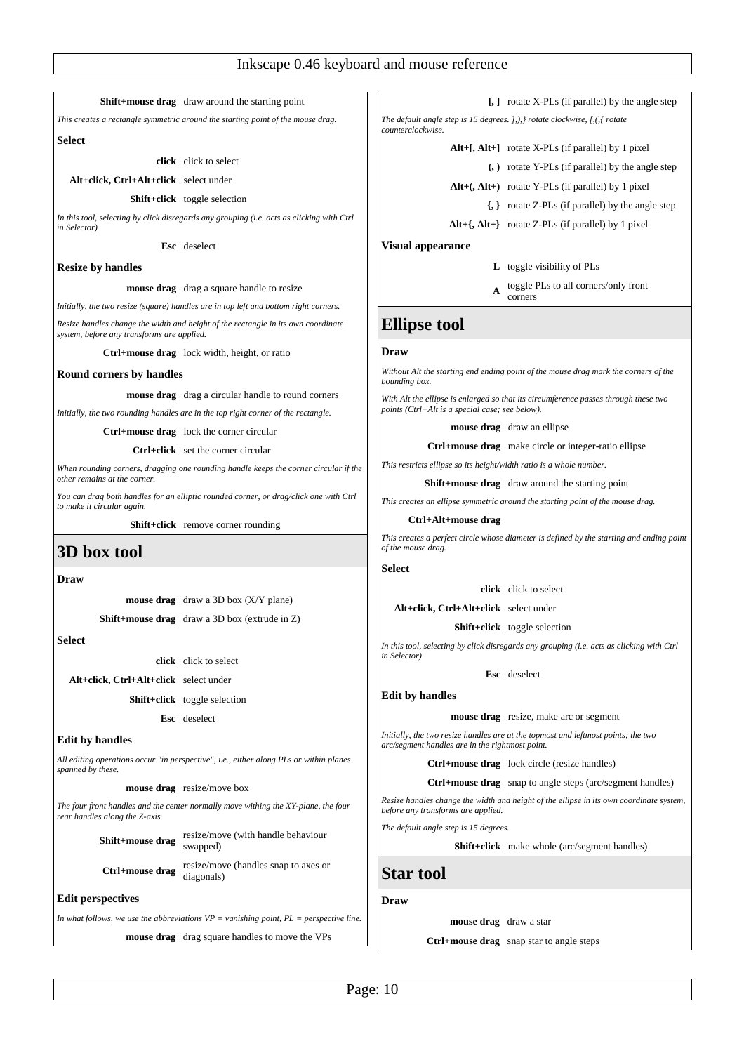**Shift+mouse drag** draw around the starting point

*This creates a rectangle symmetric around the starting point of the mouse drag.*

### Select

**click** click to select

**Alt+click, Ctrl+Alt+click** select under

**Shift+click** toggle selection

*In this tool, selecting by click disregards any grouping (i.e. acts as clicking with Ctrl in Selector)*

**Esc** deselect

### Resize by handles

**mouse drag** drag a square handle to resize

*Initially, the two resize (square) handles are in top left and bottom right corners.*

*Resize handles change the width and height of the rectangle in its own coordinate system, before any transforms are applied.*

**Ctrl+mouse drag** lock width, height, or ratio

### Round corners by handles

**mouse drag** drag a circular handle to round corners

*Initially, the two rounding handles are in the top right corner of the rectangle.*

**Ctrl+mouse drag** lock the corner circular

**Ctrl+click** set the corner circular

*When rounding corners, dragging one rounding handle keeps the corner circular if the other remains at the corner.*

*You can drag both handles for an elliptic rounded corner, or drag/click one with Ctrl to make it circular again.*

**Shift+click** remove corner rounding

## 3D box tool

### Draw

**mouse drag** draw a 3D box (X/Y plane)

**Shift+mouse drag** draw a 3D box (extrude in Z)

### Select

**click** click to select

**Alt+click, Ctrl+Alt+click** select under

**Shift+click** toggle selection

**Esc** deselect

### Edit by handles

*All editing operations occur "in perspective", i.e., either along PLs or within planes spanned by these.*

**mouse drag** resize/move box

*The four front handles and the center normally move withing the XY-plane, the four rear handles along the Z-axis.*

**Shift+mouse drag** resize/move (with handle behaviour swapped)

**Ctrl+mouse drag** resize/move (handles snap to axes or diagonals)

### Edit perspectives

*In what follows, we use the abbreviations VP = vanishing point, PL = perspective line.*

**mouse drag** drag square handles to move the VPs

**[, ]** rotate X-PLs (if parallel) by the angle step

*The default angle step is 15 degrees. ],),} rotate clockwise, [,(,{ rotate counterclockwise.*

**Alt+[, Alt+]** rotate X-PLs (if parallel) by 1 pixel

**(, )** rotate Y-PLs (if parallel) by the angle step

**Alt+(, Alt+)** rotate Y-PLs (if parallel) by 1 pixel

**{, }** rotate Z-PLs (if parallel) by the angle step

**Alt+{, Alt+}** rotate Z-PLs (if parallel) by 1 pixel

### Visual appearance

**L** toggle visibility of PLs

**A** toggle PLs to all corners/only front corners

## Ellipse tool

### Draw

*Without Alt the starting end ending point of the mouse drag mark the corners of the bounding box.*

*With Alt the ellipse is enlarged so that its circumference passes through these two points (Ctrl+Alt is a special case; see below).*

**mouse drag** draw an ellipse

**Ctrl+mouse drag** make circle or integer-ratio ellipse

*This restricts ellipse so its height/width ratio is a whole number.*

**Shift+mouse drag** draw around the starting point

*This creates an ellipse symmetric around the starting point of the mouse drag.*

**Ctrl+Alt+mouse drag**

*This creates a perfect circle whose diameter is defined by the starting and ending point of the mouse drag.*

### Select

**click** click to select

**Alt+click, Ctrl+Alt+click** select under

**Shift+click** toggle selection

*In this tool, selecting by click disregards any grouping (i.e. acts as clicking with Ctrl in Selector)*

**Esc** deselect

### Edit by handles

**mouse drag** resize, make arc or segment

*Initially, the two resize handles are at the topmost and leftmost points; the two arc/segment handles are in the rightmost point.*

**Ctrl+mouse drag** lock circle (resize handles)

**Ctrl+mouse drag** snap to angle steps (arc/segment handles)

*Resize handles change the width and height of the ellipse in its own coordinate system, before any transforms are applied.*

*The default angle step is 15 degrees.*

**Shift+click** make whole (arc/segment handles)

## Star tool

### Draw

**mouse drag** draw a star

**Ctrl+mouse drag** snap star to angle steps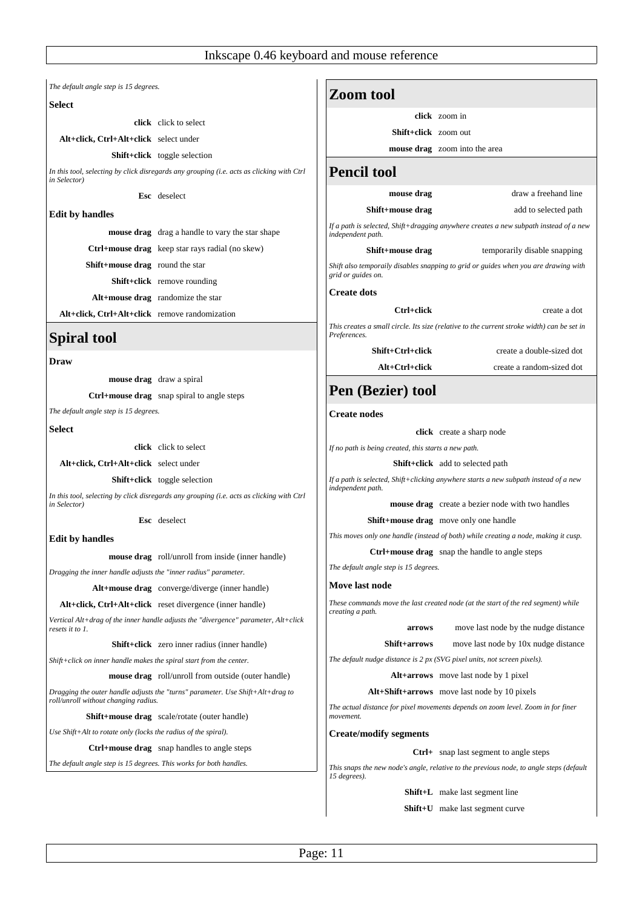*The default angle step is 15 degrees.*

### Select

| | |
|---|---|
| **click** | click to select |
| **Alt+click, Ctrl+Alt+click** | select under |
| **Shift+click** | toggle selection |

*In this tool, selecting by click disregards any grouping (i.e. acts as clicking with Ctrl in Selector)*

| | |
|---|---|
| **Esc** | deselect |

### Edit by handles

| | |
|---|---|
| **mouse drag** | drag a handle to vary the star shape |
| **Ctrl+mouse drag** | keep star rays radial (no skew) |
| **Shift+mouse drag** | round the star |
| **Shift+click** | remove rounding |
| **Alt+mouse drag** | randomize the star |
| **Alt+click, Ctrl+Alt+click** | remove randomization |

## Spiral tool

### Draw

| | |
|---|---|
| **mouse drag** | draw a spiral |
| **Ctrl+mouse drag** | snap spiral to angle steps |

*The default angle step is 15 degrees.*

### Select

| | |
|---|---|
| **click** | click to select |
| **Alt+click, Ctrl+Alt+click** | select under |
| **Shift+click** | toggle selection |

*In this tool, selecting by click disregards any grouping (i.e. acts as clicking with Ctrl in Selector)*

| | |
|---|---|
| **Esc** | deselect |

### Edit by handles

| | |
|---|---|
| **mouse drag** | roll/unroll from inside (inner handle) |

*Dragging the inner handle adjusts the "inner radius" parameter.*

| | |
|---|---|
| **Alt+mouse drag** | converge/diverge (inner handle) |
| **Alt+click, Ctrl+Alt+click** | reset divergence (inner handle) |

*Vertical Alt+drag of the inner handle adjusts the "divergence" parameter, Alt+click resets it to 1.*

| | |
|---|---|
| **Shift+click** | zero inner radius (inner handle) |

*Shift+click on inner handle makes the spiral start from the center.*

| | |
|---|---|
| **mouse drag** | roll/unroll from outside (outer handle) |

*Dragging the outer handle adjusts the "turns" parameter. Use Shift+Alt+drag to roll/unroll without changing radius.*

| | |
|---|---|
| **Shift+mouse drag** | scale/rotate (outer handle) |

*Use Shift+Alt to rotate only (locks the radius of the spiral).*

| | |
|---|---|
| **Ctrl+mouse drag** | snap handles to angle steps |

*The default angle step is 15 degrees. This works for both handles.*

## Zoom tool

| | |
|---|---|
| **click** | zoom in |
| **Shift+click** | zoom out |
| **mouse drag** | zoom into the area |

## Pencil tool

| | |
|---|---|
| **mouse drag** | draw a freehand line |
| **Shift+mouse drag** | add to selected path |

*If a path is selected, Shift+dragging anywhere creates a new subpath instead of a new independent path.*

| | |
|---|---|
| **Shift+mouse drag** | temporarily disable snapping |

*Shift also temporarily disables snapping to grid or guides when you are drawing with grid or guides on.*

### Create dots

| | |
|---|---|
| **Ctrl+click** | create a dot |

*This creates a small circle. Its size (relative to the current stroke width) can be set in Preferences.*

| | |
|---|---|
| **Shift+Ctrl+click** | create a double-sized dot |
| **Alt+Ctrl+click** | create a random-sized dot |

## Pen (Bezier) tool

### Create nodes

| | |
|---|---|
| **click** | create a sharp node |

*If no path is being created, this starts a new path.*

| | |
|---|---|
| **Shift+click** | add to selected path |

*If a path is selected, Shift+clicking anywhere starts a new subpath instead of a new independent path.*

| | |
|---|---|
| **mouse drag** | create a bezier node with two handles |
| **Shift+mouse drag** | move only one handle |

*This moves only one handle (instead of both) while creating a node, making it cusp.*

| | |
|---|---|
| **Ctrl+mouse drag** | snap the handle to angle steps |

*The default angle step is 15 degrees.*

### Move last node

*These commands move the last created node (at the start of the red segment) while creating a path.*

| | |
|---|---|
| **arrows** | move last node by the nudge distance |
| **Shift+arrows** | move last node by 10x nudge distance |

*The default nudge distance is 2 px (SVG pixel units, not screen pixels).*

| | |
|---|---|
| **Alt+arrows** | move last node by 1 pixel |
| **Alt+Shift+arrows** | move last node by 10 pixels |

*The actual distance for pixel movements depends on zoom level. Zoom in for finer movement.*

### Create/modify segments

| | |
|---|---|
| **Ctrl+** | snap last segment to angle steps |

*This snaps the new node's angle, relative to the previous node, to angle steps (default 15 degrees).*

| | |
|---|---|
| **Shift+L** | make last segment line |
| **Shift+U** | make last segment curve |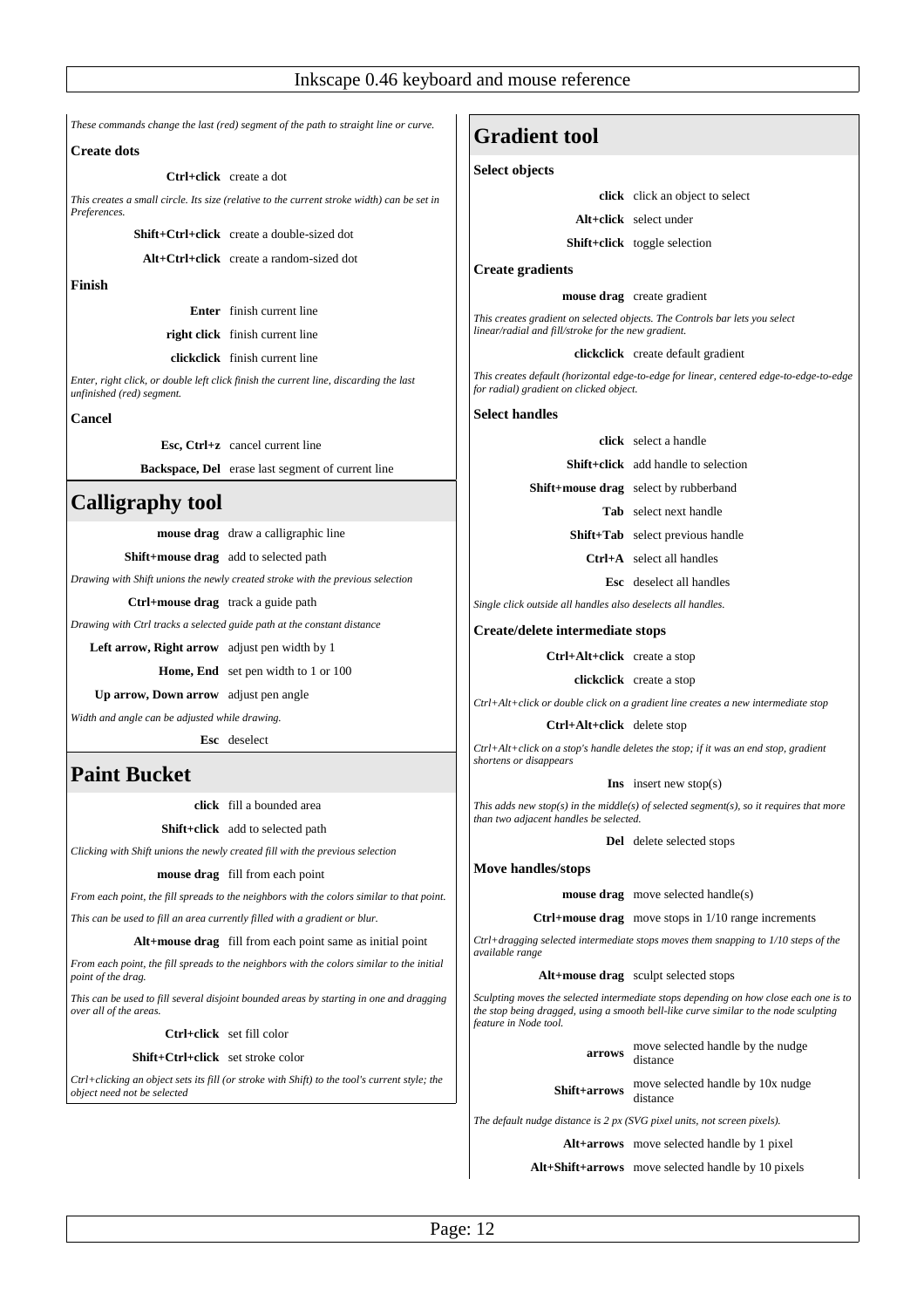*These commands change the last (red) segment of the path to straight line or curve.*

### Create dots

| | |
|---|---|
| **Ctrl+click** | create a dot |

*This creates a small circle. Its size (relative to the current stroke width) can be set in Preferences.*

| | |
|---|---|
| **Shift+Ctrl+click** | create a double-sized dot |
| **Alt+Ctrl+click** | create a random-sized dot |

### Finish

| | |
|---|---|
| **Enter** | finish current line |
| **right click** | finish current line |
| **clickclick** | finish current line |

*Enter, right click, or double left click finish the current line, discarding the last unfinished (red) segment.*

### Cancel

| | |
|---|---|
| **Esc, Ctrl+z** | cancel current line |
| **Backspace, Del** | erase last segment of current line |

## Calligraphy tool

| | |
|---|---|
| **mouse drag** | draw a calligraphic line |
| **Shift+mouse drag** | add to selected path |

*Drawing with Shift unions the newly created stroke with the previous selection*

| | |
|---|---|
| **Ctrl+mouse drag** | track a guide path |

*Drawing with Ctrl tracks a selected guide path at the constant distance*

| | |
|---|---|
| **Left arrow, Right arrow** | adjust pen width by 1 |
| **Home, End** | set pen width to 1 or 100 |
| **Up arrow, Down arrow** | adjust pen angle |

*Width and angle can be adjusted while drawing.*

| | |
|---|---|
| **Esc** | deselect |

## Paint Bucket

| | |
|---|---|
| **click** | fill a bounded area |
| **Shift+click** | add to selected path |

*Clicking with Shift unions the newly created fill with the previous selection*

| | |
|---|---|
| **mouse drag** | fill from each point |

*From each point, the fill spreads to the neighbors with the colors similar to that point.*

*This can be used to fill an area currently filled with a gradient or blur.*

| | |
|---|---|
| **Alt+mouse drag** | fill from each point same as initial point |

*From each point, the fill spreads to the neighbors with the colors similar to the initial point of the drag.*

*This can be used to fill several disjoint bounded areas by starting in one and dragging over all of the areas.*

| | |
|---|---|
| **Ctrl+click** | set fill color |
| **Shift+Ctrl+click** | set stroke color |

*Ctrl+clicking an object sets its fill (or stroke with Shift) to the tool's current style; the object need not be selected*

## Gradient tool

### Select objects

| | |
|---|---|
| **click** | click an object to select |
| **Alt+click** | select under |
| **Shift+click** | toggle selection |

### Create gradients

| | |
|---|---|
| **mouse drag** | create gradient |

*This creates gradient on selected objects. The Controls bar lets you select linear/radial and fill/stroke for the new gradient.*

| | |
|---|---|
| **clickclick** | create default gradient |

*This creates default (horizontal edge-to-edge for linear, centered edge-to-edge-to-edge for radial) gradient on clicked object.*

### Select handles

| | |
|---|---|
| **click** | select a handle |
| **Shift+click** | add handle to selection |
| **Shift+mouse drag** | select by rubberband |
| **Tab** | select next handle |
| **Shift+Tab** | select previous handle |
| **Ctrl+A** | select all handles |
| **Esc** | deselect all handles |

*Single click outside all handles also deselects all handles.*

### Create/delete intermediate stops

| | |
|---|---|
| **Ctrl+Alt+click** | create a stop |
| **clickclick** | create a stop |

*Ctrl+Alt+click or double click on a gradient line creates a new intermediate stop*

| | |
|---|---|
| **Ctrl+Alt+click** | delete stop |

*Ctrl+Alt+click on a stop's handle deletes the stop; if it was an end stop, gradient shortens or disappears*

| | |
|---|---|
| **Ins** | insert new stop(s) |

*This adds new stop(s) in the middle(s) of selected segment(s), so it requires that more than two adjacent handles be selected.*

| | |
|---|---|
| **Del** | delete selected stops |

### Move handles/stops

| | |
|---|---|
| **mouse drag** | move selected handle(s) |
| **Ctrl+mouse drag** | move stops in 1/10 range increments |

*Ctrl+dragging selected intermediate stops moves them snapping to 1/10 steps of the available range*

| | |
|---|---|
| **Alt+mouse drag** | sculpt selected stops |

*Sculpting moves the selected intermediate stops depending on how close each one is to the stop being dragged, using a smooth bell-like curve similar to the node sculpting feature in Node tool.*

| | |
|---|---|
| **arrows** | move selected handle by the nudge distance |
| **Shift+arrows** | move selected handle by 10x nudge distance |

*The default nudge distance is 2 px (SVG pixel units, not screen pixels).*

| | |
|---|---|
| **Alt+arrows** | move selected handle by 1 pixel |
| **Alt+Shift+arrows** | move selected handle by 10 pixels |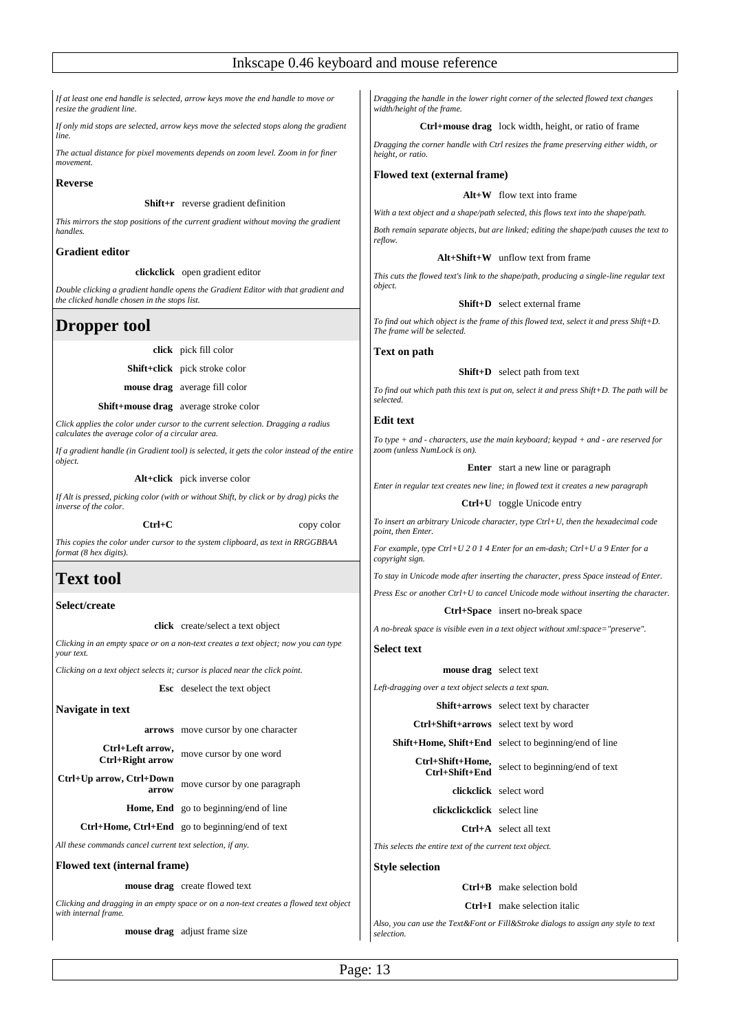*If at least one end handle is selected, arrow keys move the end handle to move or resize the gradient line.*

*If only mid stops are selected, arrow keys move the selected stops along the gradient line.*

*The actual distance for pixel movements depends on zoom level. Zoom in for finer movement.*

### Reverse

**Shift+r** reverse gradient definition

*This mirrors the stop positions of the current gradient without moving the gradient handles.*

### Gradient editor

**clickclick** open gradient editor

*Double clicking a gradient handle opens the Gradient Editor with that gradient and the clicked handle chosen in the stops list.*

## Dropper tool

**click** pick fill color

**Shift+click** pick stroke color

**mouse drag** average fill color

**Shift+mouse drag** average stroke color

*Click applies the color under cursor to the current selection. Dragging a radius calculates the average color of a circular area.*

*If a gradient handle (in Gradient tool) is selected, it gets the color instead of the entire object.*

**Alt+click** pick inverse color

*If Alt is pressed, picking color (with or without Shift, by click or by drag) picks the inverse of the color.*

**Ctrl+C** copy color

*This copies the color under cursor to the system clipboard, as text in RRGGBBAA format (8 hex digits).*

## Text tool

### Select/create

**click** create/select a text object

*Clicking in an empty space or on a non-text creates a text object; now you can type your text.*

*Clicking on a text object selects it; cursor is placed near the click point.*

**Esc** deselect the text object

### Navigate in text

**arrows** move cursor by one character

**Ctrl+Left arrow, Ctrl+Right arrow** move cursor by one word

**Ctrl+Up arrow, Ctrl+Down arrow** move cursor by one paragraph

**Home, End** go to beginning/end of line

**Ctrl+Home, Ctrl+End** go to beginning/end of text

*All these commands cancel current text selection, if any.*

### Flowed text (internal frame)

**mouse drag** create flowed text

*Clicking and dragging in an empty space or on a non-text creates a flowed text object with internal frame.*

**mouse drag** adjust frame size

*Dragging the handle in the lower right corner of the selected flowed text changes width/height of the frame.*

**Ctrl+mouse drag** lock width, height, or ratio of frame

*Dragging the corner handle with Ctrl resizes the frame preserving either width, or height, or ratio.*

### Flowed text (external frame)

**Alt+W** flow text into frame

*With a text object and a shape/path selected, this flows text into the shape/path.*

*Both remain separate objects, but are linked; editing the shape/path causes the text to reflow.*

**Alt+Shift+W** unflow text from frame

*This cuts the flowed text's link to the shape/path, producing a single-line regular text object.*

**Shift+D** select external frame

*To find out which object is the frame of this flowed text, select it and press Shift+D. The frame will be selected.*

### Text on path

**Shift+D** select path from text

*To find out which path this text is put on, select it and press Shift+D. The path will be selected.*

### Edit text

*To type + and - characters, use the main keyboard; keypad + and - are reserved for zoom (unless NumLock is on).*

**Enter** start a new line or paragraph

*Enter in regular text creates new line; in flowed text it creates a new paragraph*

**Ctrl+U** toggle Unicode entry

*To insert an arbitrary Unicode character, type Ctrl+U, then the hexadecimal code point, then Enter.*

*For example, type Ctrl+U 2 0 1 4 Enter for an em-dash; Ctrl+U a 9 Enter for a copyright sign.*

*To stay in Unicode mode after inserting the character, press Space instead of Enter.*

*Press Esc or another Ctrl+U to cancel Unicode mode without inserting the character.*

**Ctrl+Space** insert no-break space

*A no-break space is visible even in a text object without xml:space="preserve".*

### Select text

**mouse drag** select text

*Left-dragging over a text object selects a text span.*

**Shift+arrows** select text by character

**Ctrl+Shift+arrows** select text by word

**Shift+Home, Shift+End** select to beginning/end of line

**Ctrl+Shift+Home, Ctrl+Shift+End** select to beginning/end of text

**clickclick** select word

**clickclickclick** select line

**Ctrl+A** select all text

*This selects the entire text of the current text object.*

### Style selection

**Ctrl+B** make selection bold

**Ctrl+I** make selection italic

*Also, you can use the Text&Font or Fill&Stroke dialogs to assign any style to text selection.*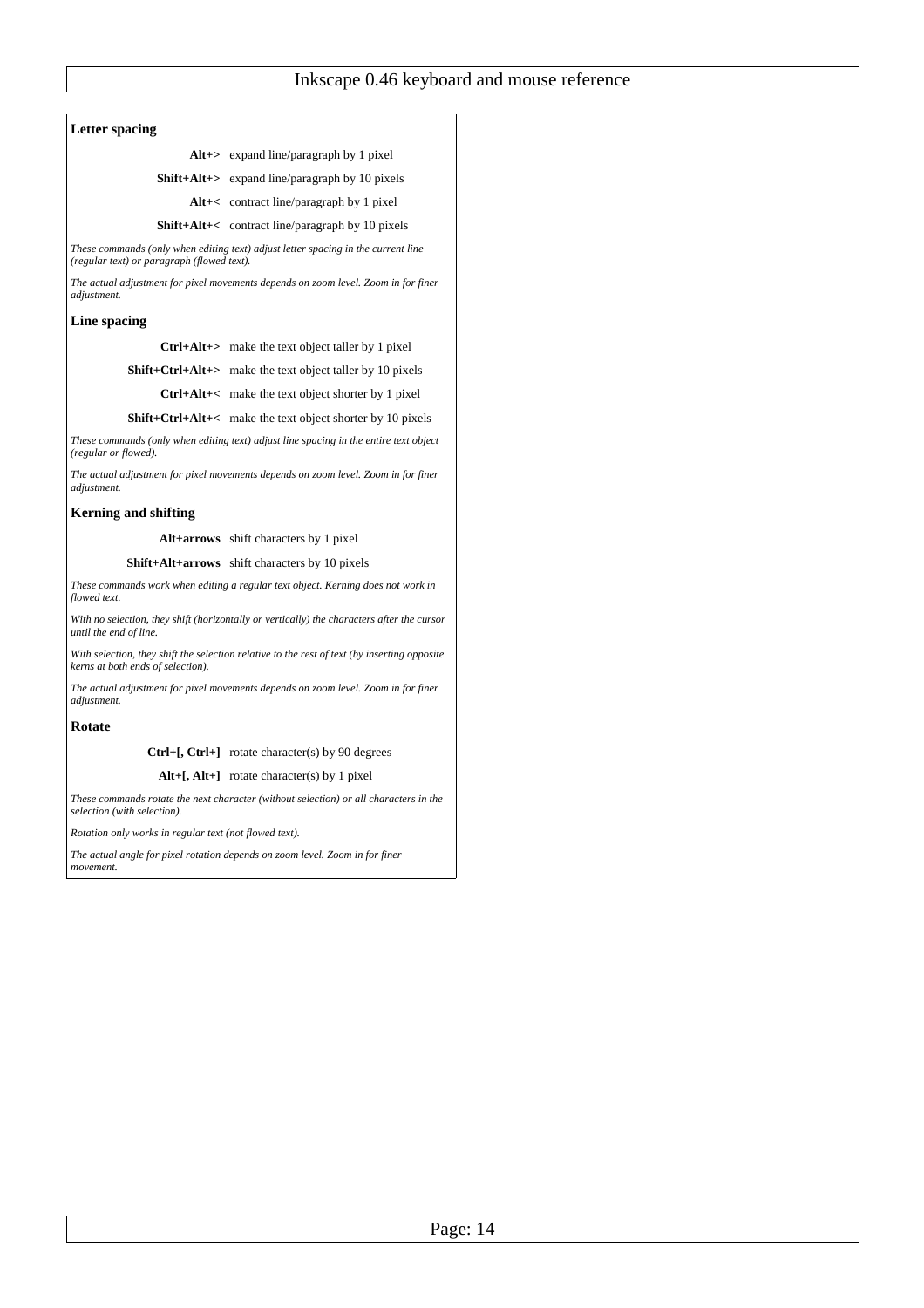### Letter spacing

| | |
|---|---|
| **Alt+>** | expand line/paragraph by 1 pixel |
| **Shift+Alt+>** | expand line/paragraph by 10 pixels |
| **Alt+<** | contract line/paragraph by 1 pixel |
| **Shift+Alt+<** | contract line/paragraph by 10 pixels |

*These commands (only when editing text) adjust letter spacing in the current line (regular text) or paragraph (flowed text).*

*The actual adjustment for pixel movements depends on zoom level. Zoom in for finer adjustment.*

### Line spacing

| | |
|---|---|
| **Ctrl+Alt+>** | make the text object taller by 1 pixel |
| **Shift+Ctrl+Alt+>** | make the text object taller by 10 pixels |
| **Ctrl+Alt+<** | make the text object shorter by 1 pixel |
| **Shift+Ctrl+Alt+<** | make the text object shorter by 10 pixels |

*These commands (only when editing text) adjust line spacing in the entire text object (regular or flowed).*

*The actual adjustment for pixel movements depends on zoom level. Zoom in for finer adjustment.*

### Kerning and shifting

| | |
|---|---|
| **Alt+arrows** | shift characters by 1 pixel |
| **Shift+Alt+arrows** | shift characters by 10 pixels |

*These commands work when editing a regular text object. Kerning does not work in flowed text.*

*With no selection, they shift (horizontally or vertically) the characters after the cursor until the end of line.*

*With selection, they shift the selection relative to the rest of text (by inserting opposite kerns at both ends of selection).*

*The actual adjustment for pixel movements depends on zoom level. Zoom in for finer adjustment.*

### Rotate

| | |
|---|---|
| **Ctrl+[, Ctrl+]** | rotate character(s) by 90 degrees |
| **Alt+[, Alt+]** | rotate character(s) by 1 pixel |

*These commands rotate the next character (without selection) or all characters in the selection (with selection).*

*Rotation only works in regular text (not flowed text).*

*The actual angle for pixel rotation depends on zoom level. Zoom in for finer movement.*